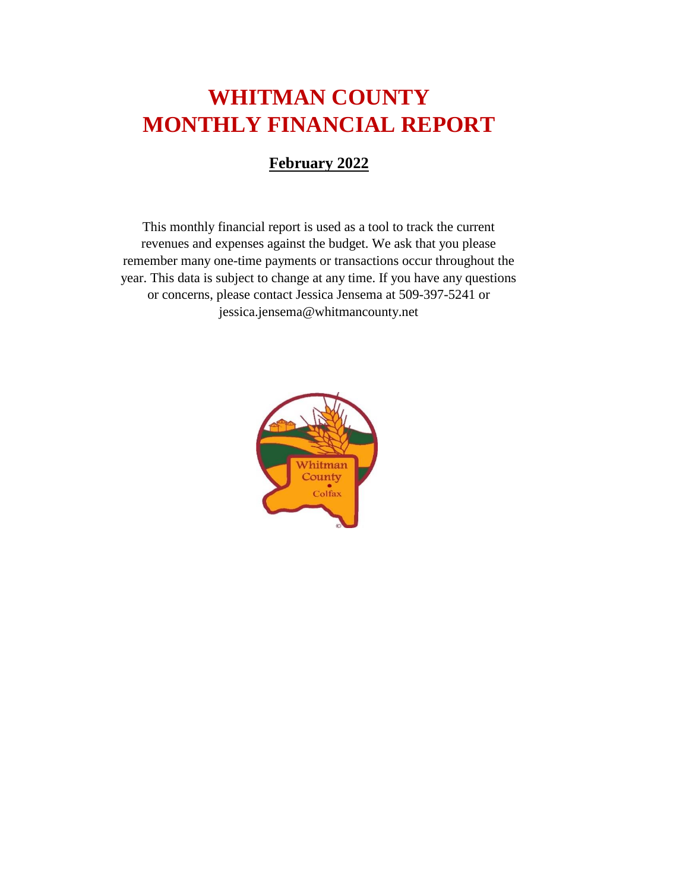# WHITMAN COUNTY
# MONTHLY FINANCIAL REPORT

## February 2022

This monthly financial report is used as a tool to track the current revenues and expenses against the budget. We ask that you please remember many one-time payments or transactions occur throughout the year. This data is subject to change at any time. If you have any questions or concerns, please contact Jessica Jensema at 509-397-5241 or jessica.jensema@whitmancounty.net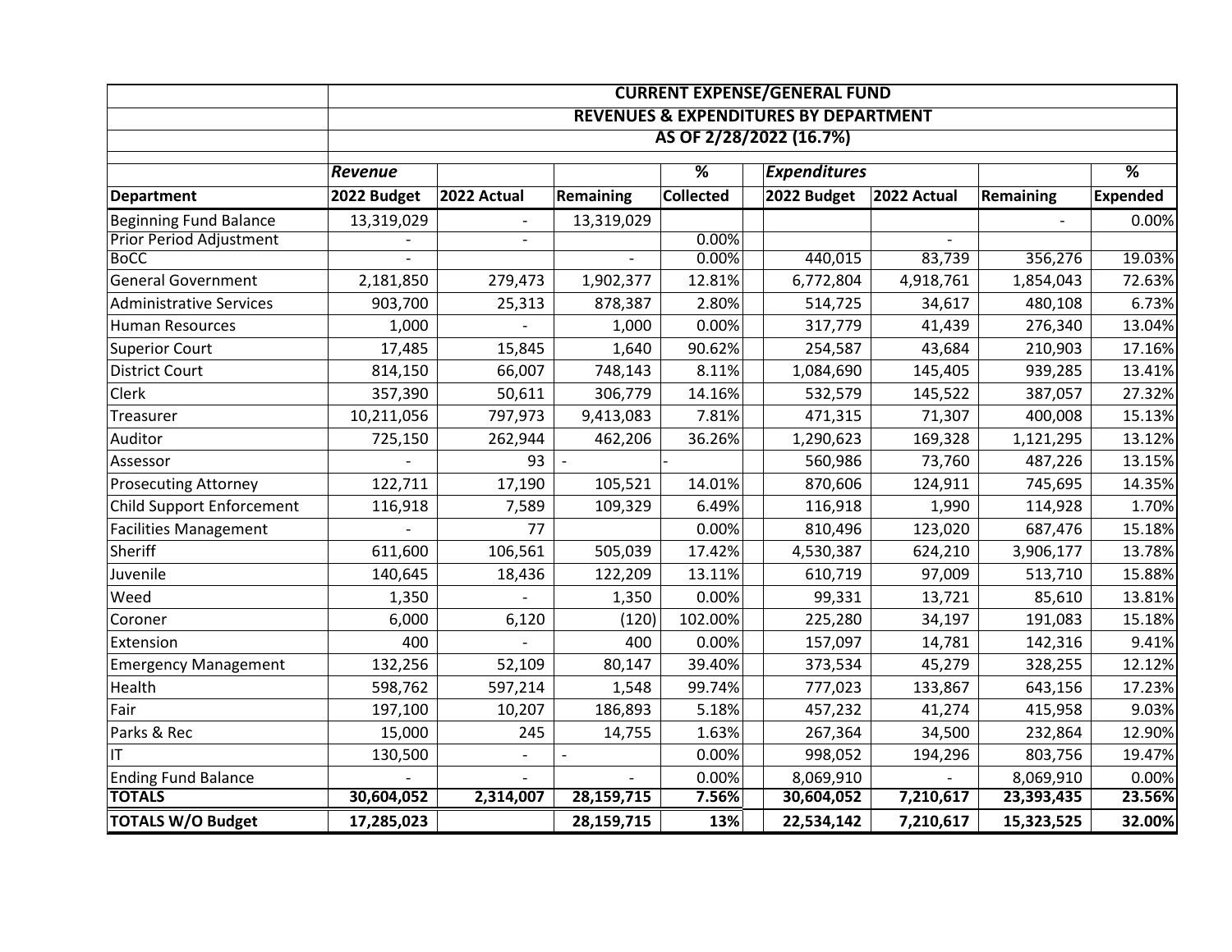| | CURRENT EXPENSE/GENERAL FUND | | | | | | | | |
|---|---|---|---|---|---|---|---|---|---|
| | REVENUES & EXPENDITURES BY DEPARTMENT | | | | | | | | |
| | AS OF 2/28/2022 (16.7%) | | | | | | | | |
| | ***Revenue*** | | | **%** | | ***Expenditures*** | | | **%** |
| **Department** | **2022 Budget** | **2022 Actual** | **Remaining** | **Collected** | | **2022 Budget** | **2022 Actual** | **Remaining** | **Expended** |
| Beginning Fund Balance | 13,319,029 | - | 13,319,029 | | | | | - | 0.00% |
| Prior Period Adjustment | - | - | | 0.00% | | | - | | |
| BoCC | - | | - | 0.00% | | 440,015 | 83,739 | 356,276 | 19.03% |
| General Government | 2,181,850 | 279,473 | 1,902,377 | 12.81% | | 6,772,804 | 4,918,761 | 1,854,043 | 72.63% |
| Administrative Services | 903,700 | 25,313 | 878,387 | 2.80% | | 514,725 | 34,617 | 480,108 | 6.73% |
| Human Resources | 1,000 | - | 1,000 | 0.00% | | 317,779 | 41,439 | 276,340 | 13.04% |
| Superior Court | 17,485 | 15,845 | 1,640 | 90.62% | | 254,587 | 43,684 | 210,903 | 17.16% |
| District Court | 814,150 | 66,007 | 748,143 | 8.11% | | 1,084,690 | 145,405 | 939,285 | 13.41% |
| Clerk | 357,390 | 50,611 | 306,779 | 14.16% | | 532,579 | 145,522 | 387,057 | 27.32% |
| Treasurer | 10,211,056 | 797,973 | 9,413,083 | 7.81% | | 471,315 | 71,307 | 400,008 | 15.13% |
| Auditor | 725,150 | 262,944 | 462,206 | 36.26% | | 1,290,623 | 169,328 | 1,121,295 | 13.12% |
| Assessor | - | 93 | - | - | | 560,986 | 73,760 | 487,226 | 13.15% |
| Prosecuting Attorney | 122,711 | 17,190 | 105,521 | 14.01% | | 870,606 | 124,911 | 745,695 | 14.35% |
| Child Support Enforcement | 116,918 | 7,589 | 109,329 | 6.49% | | 116,918 | 1,990 | 114,928 | 1.70% |
| Facilities Management | - | 77 | | 0.00% | | 810,496 | 123,020 | 687,476 | 15.18% |
| Sheriff | 611,600 | 106,561 | 505,039 | 17.42% | | 4,530,387 | 624,210 | 3,906,177 | 13.78% |
| Juvenile | 140,645 | 18,436 | 122,209 | 13.11% | | 610,719 | 97,009 | 513,710 | 15.88% |
| Weed | 1,350 | - | 1,350 | 0.00% | | 99,331 | 13,721 | 85,610 | 13.81% |
| Coroner | 6,000 | 6,120 | (120) | 102.00% | | 225,280 | 34,197 | 191,083 | 15.18% |
| Extension | 400 | - | 400 | 0.00% | | 157,097 | 14,781 | 142,316 | 9.41% |
| Emergency Management | 132,256 | 52,109 | 80,147 | 39.40% | | 373,534 | 45,279 | 328,255 | 12.12% |
| Health | 598,762 | 597,214 | 1,548 | 99.74% | | 777,023 | 133,867 | 643,156 | 17.23% |
| Fair | 197,100 | 10,207 | 186,893 | 5.18% | | 457,232 | 41,274 | 415,958 | 9.03% |
| Parks & Rec | 15,000 | 245 | 14,755 | 1.63% | | 267,364 | 34,500 | 232,864 | 12.90% |
| IT | 130,500 | - | - | 0.00% | | 998,052 | 194,296 | 803,756 | 19.47% |
| Ending Fund Balance | - | - | - | 0.00% | | 8,069,910 | - | 8,069,910 | 0.00% |
| **TOTALS** | **30,604,052** | **2,314,007** | **28,159,715** | **7.56%** | | **30,604,052** | **7,210,617** | **23,393,435** | **23.56%** |
| **TOTALS W/O Budget** | **17,285,023** | | **28,159,715** | **13%** | | **22,534,142** | **7,210,617** | **15,323,525** | **32.00%** |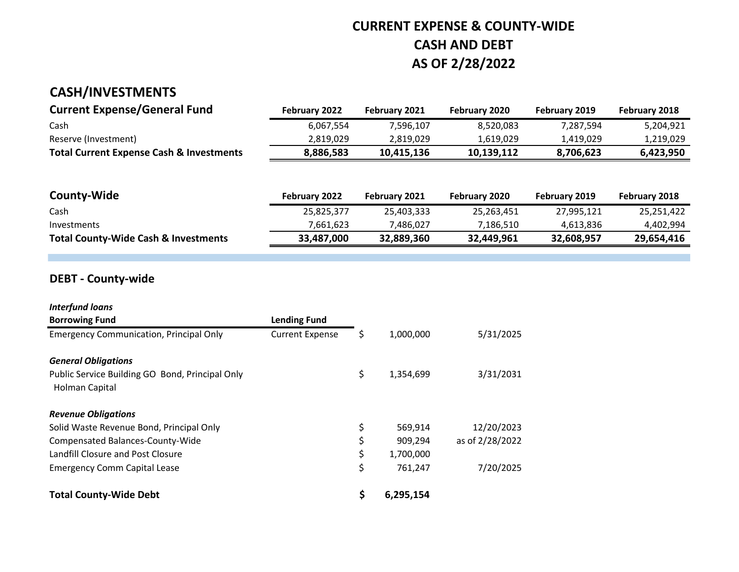# CURRENT EXPENSE & COUNTY-WIDE
# CASH AND DEBT
# AS OF 2/28/2022

## CASH/INVESTMENTS

| Current Expense/General Fund | February 2022 | February 2021 | February 2020 | February 2019 | February 2018 |
|---|---|---|---|---|---|
| Cash | 6,067,554 | 7,596,107 | 8,520,083 | 7,287,594 | 5,204,921 |
| Reserve (Investment) | 2,819,029 | 2,819,029 | 1,619,029 | 1,419,029 | 1,219,029 |
| **Total Current Expense Cash & Investments** | **8,886,583** | **10,415,136** | **10,139,112** | **8,706,623** | **6,423,950** |

| County-Wide | February 2022 | February 2021 | February 2020 | February 2019 | February 2018 |
|---|---|---|---|---|---|
| Cash | 25,825,377 | 25,403,333 | 25,263,451 | 27,995,121 | 25,251,422 |
| Investments | 7,661,623 | 7,486,027 | 7,186,510 | 4,613,836 | 4,402,994 |
| **Total County-Wide Cash & Investments** | **33,487,000** | **32,889,360** | **32,449,961** | **32,608,957** | **29,654,416** |

## DEBT - County-wide

| *Interfund loans* | | | |
|---|---|---|---|
| **Borrowing Fund** | **Lending Fund** | | |
| Emergency Communication, Principal Only | Current Expense | $ 1,000,000 | 5/31/2025 |
| | | | |
| *General Obligations* | | | |
| Public Service Building GO Bond, Principal Only Holman Capital | | $ 1,354,699 | 3/31/2031 |
| | | | |
| *Revenue Obligations* | | | |
| Solid Waste Revenue Bond, Principal Only | | $ 569,914 | 12/20/2023 |
| Compensated Balances-County-Wide | | $ 909,294 | as of 2/28/2022 |
| Landfill Closure and Post Closure | | $ 1,700,000 | |
| Emergency Comm Capital Lease | | $ 761,247 | 7/20/2025 |
| | | | |
| **Total County-Wide Debt** | | **$ 6,295,154** | |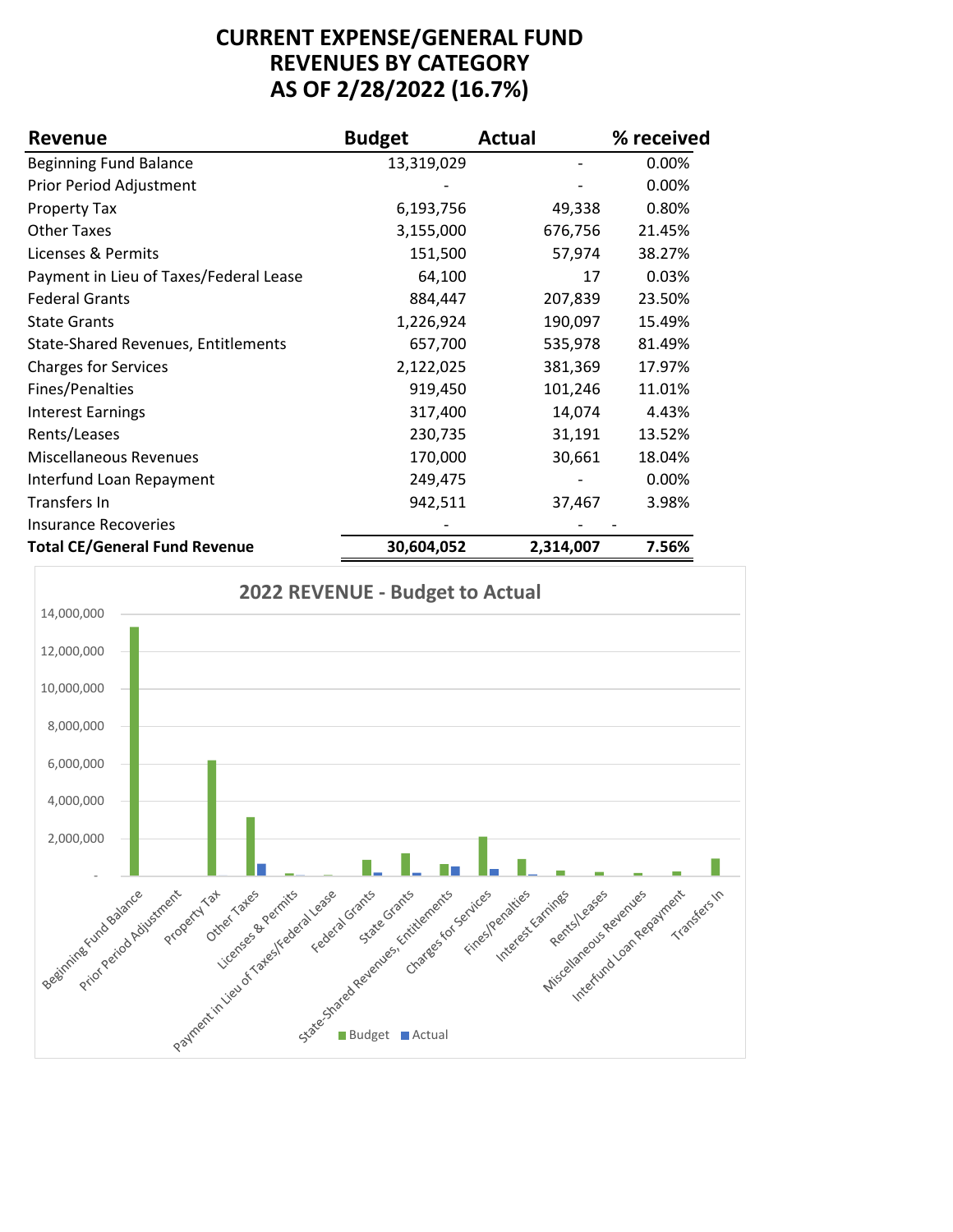# CURRENT EXPENSE/GENERAL FUND
# REVENUES BY CATEGORY
# AS OF 2/28/2022 (16.7%)

| Revenue | Budget | Actual | % received |
|---|---|---|---|
| Beginning Fund Balance | 13,319,029 | - | 0.00% |
| Prior Period Adjustment | - | - | 0.00% |
| Property Tax | 6,193,756 | 49,338 | 0.80% |
| Other Taxes | 3,155,000 | 676,756 | 21.45% |
| Licenses & Permits | 151,500 | 57,974 | 38.27% |
| Payment in Lieu of Taxes/Federal Lease | 64,100 | 17 | 0.03% |
| Federal Grants | 884,447 | 207,839 | 23.50% |
| State Grants | 1,226,924 | 190,097 | 15.49% |
| State-Shared Revenues, Entitlements | 657,700 | 535,978 | 81.49% |
| Charges for Services | 2,122,025 | 381,369 | 17.97% |
| Fines/Penalties | 919,450 | 101,246 | 11.01% |
| Interest Earnings | 317,400 | 14,074 | 4.43% |
| Rents/Leases | 230,735 | 31,191 | 13.52% |
| Miscellaneous Revenues | 170,000 | 30,661 | 18.04% |
| Interfund Loan Repayment | 249,475 | - | 0.00% |
| Transfers In | 942,511 | 37,467 | 3.98% |
| Insurance Recoveries | - | - | - |
| **Total CE/General Fund Revenue** | **30,604,052** | **2,314,007** | **7.56%** |

**2022 REVENUE - Budget to Actual**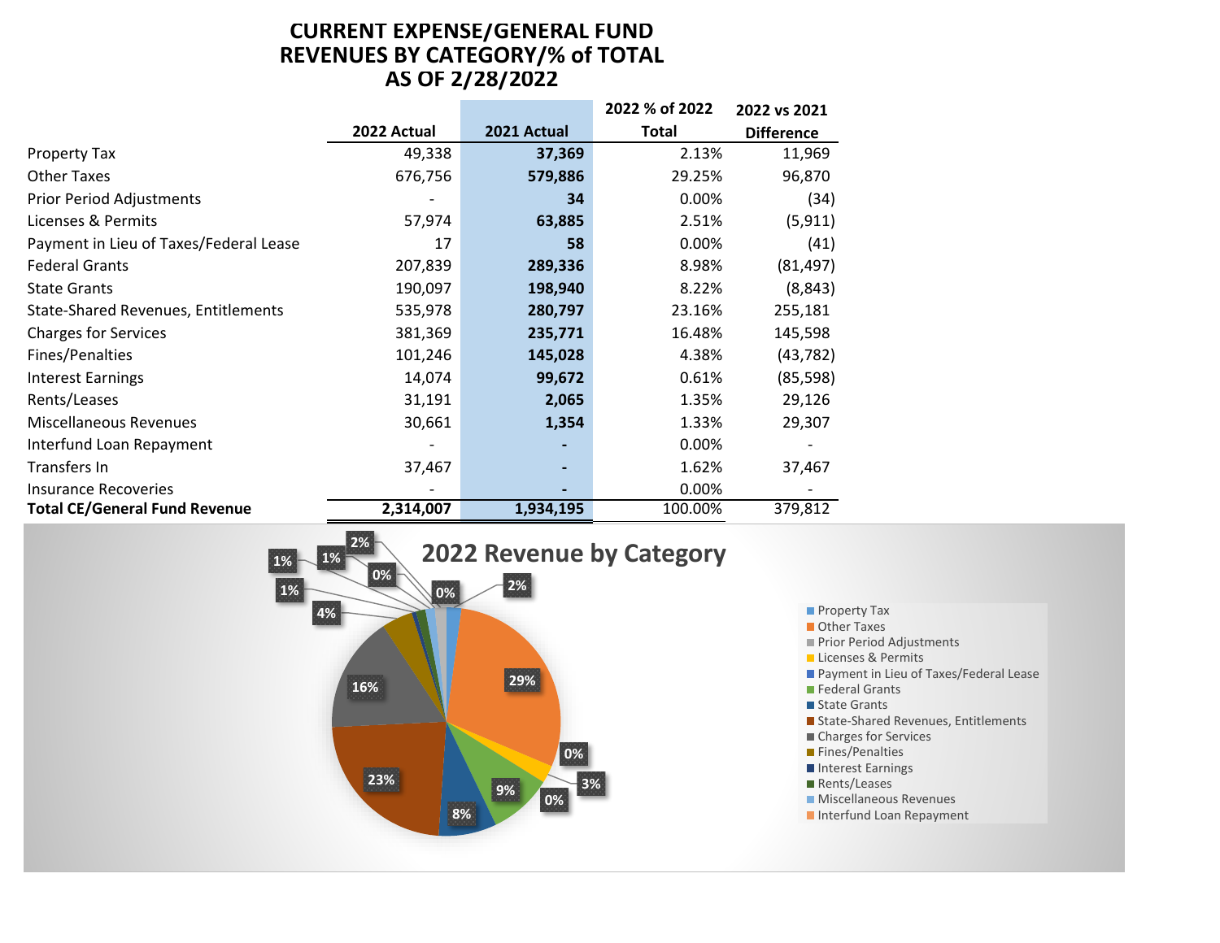# CURRENT EXPENSE/GENERAL FUND REVENUES BY CATEGORY/% of TOTAL AS OF 2/28/2022

| | 2022 Actual | 2021 Actual | 2022 % of 2022 Total | 2022 vs 2021 Difference |
|---|---|---|---|---|
| Property Tax | 49,338 | **37,369** | 2.13% | 11,969 |
| Other Taxes | 676,756 | **579,886** | 29.25% | 96,870 |
| Prior Period Adjustments | - | **34** | 0.00% | (34) |
| Licenses & Permits | 57,974 | **63,885** | 2.51% | (5,911) |
| Payment in Lieu of Taxes/Federal Lease | 17 | **58** | 0.00% | (41) |
| Federal Grants | 207,839 | **289,336** | 8.98% | (81,497) |
| State Grants | 190,097 | **198,940** | 8.22% | (8,843) |
| State-Shared Revenues, Entitlements | 535,978 | **280,797** | 23.16% | 255,181 |
| Charges for Services | 381,369 | **235,771** | 16.48% | 145,598 |
| Fines/Penalties | 101,246 | **145,028** | 4.38% | (43,782) |
| Interest Earnings | 14,074 | **99,672** | 0.61% | (85,598) |
| Rents/Leases | 31,191 | **2,065** | 1.35% | 29,126 |
| Miscellaneous Revenues | 30,661 | **1,354** | 1.33% | 29,307 |
| Interfund Loan Repayment | - | **-** | 0.00% | - |
| Transfers In | 37,467 | **-** | 1.62% | 37,467 |
| Insurance Recoveries | - | **-** | 0.00% | - |
| **Total CE/General Fund Revenue** | **2,314,007** | **1,934,195** | 100.00% | 379,812 |

## 2022 Revenue by Category

| Category | % |
|---|---|
| Property Tax | 2% |
| Other Taxes | 29% |
| Prior Period Adjustments | 0% |
| Licenses & Permits | 3% |
| Payment in Lieu of Taxes/Federal Lease | 0% |
| Federal Grants | 9% |
| State Grants | 8% |
| State-Shared Revenues, Entitlements | 23% |
| Charges for Services | 16% |
| Fines/Penalties | 4% |
| Interest Earnings | 1% |
| Rents/Leases | 1% |
| Miscellaneous Revenues | 1% |
| Interfund Loan Repayment | 0% |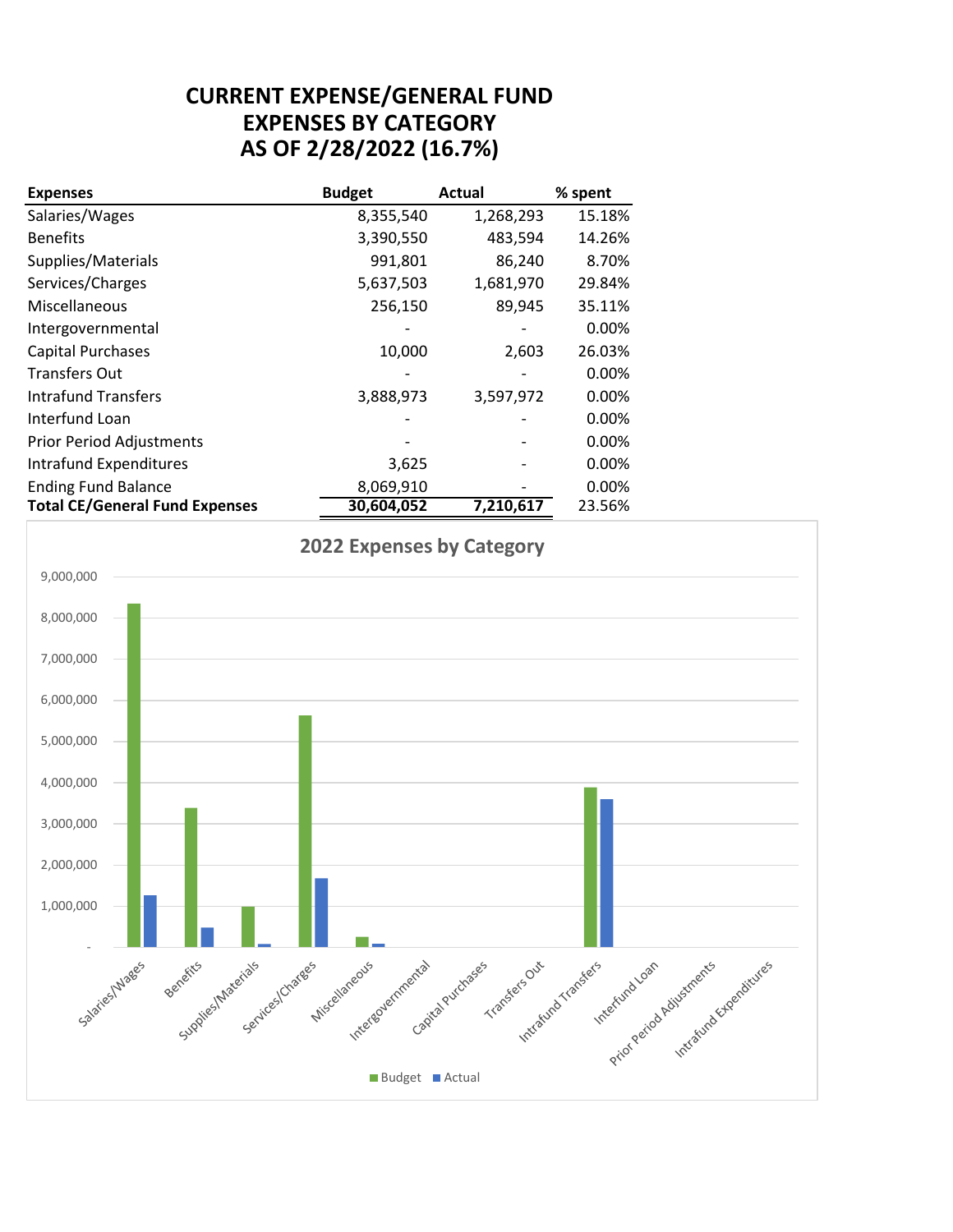# CURRENT EXPENSE/GENERAL FUND
# EXPENSES BY CATEGORY
# AS OF 2/28/2022 (16.7%)

| Expenses | Budget | Actual | % spent |
|---|---|---|---|
| Salaries/Wages | 8,355,540 | 1,268,293 | 15.18% |
| Benefits | 3,390,550 | 483,594 | 14.26% |
| Supplies/Materials | 991,801 | 86,240 | 8.70% |
| Services/Charges | 5,637,503 | 1,681,970 | 29.84% |
| Miscellaneous | 256,150 | 89,945 | 35.11% |
| Intergovernmental | - | - | 0.00% |
| Capital Purchases | 10,000 | 2,603 | 26.03% |
| Transfers Out | - | - | 0.00% |
| Intrafund Transfers | 3,888,973 | 3,597,972 | 0.00% |
| Interfund Loan | - | - | 0.00% |
| Prior Period Adjustments | - | - | 0.00% |
| Intrafund Expenditures | 3,625 | - | 0.00% |
| Ending Fund Balance | 8,069,910 | - | 0.00% |
| **Total CE/General Fund Expenses** | **30,604,052** | **7,210,617** | 23.56% |

## 2022 Expenses by Category

| Category | Budget | Actual |
|---|---|---|
| Salaries/Wages | 8,355,540 | 1,268,293 |
| Benefits | 3,390,550 | 483,594 |
| Supplies/Materials | 991,801 | 86,240 |
| Services/Charges | 5,637,503 | 1,681,970 |
| Miscellaneous | 256,150 | 89,945 |
| Intergovernmental | - | - |
| Capital Purchases | 10,000 | 2,603 |
| Transfers Out | - | - |
| Intrafund Transfers | 3,888,973 | 3,597,972 |
| Interfund Loan | - | - |
| Prior Period Adjustments | - | - |
| Intrafund Expenditures | 3,625 | - |

Budget ■ Actual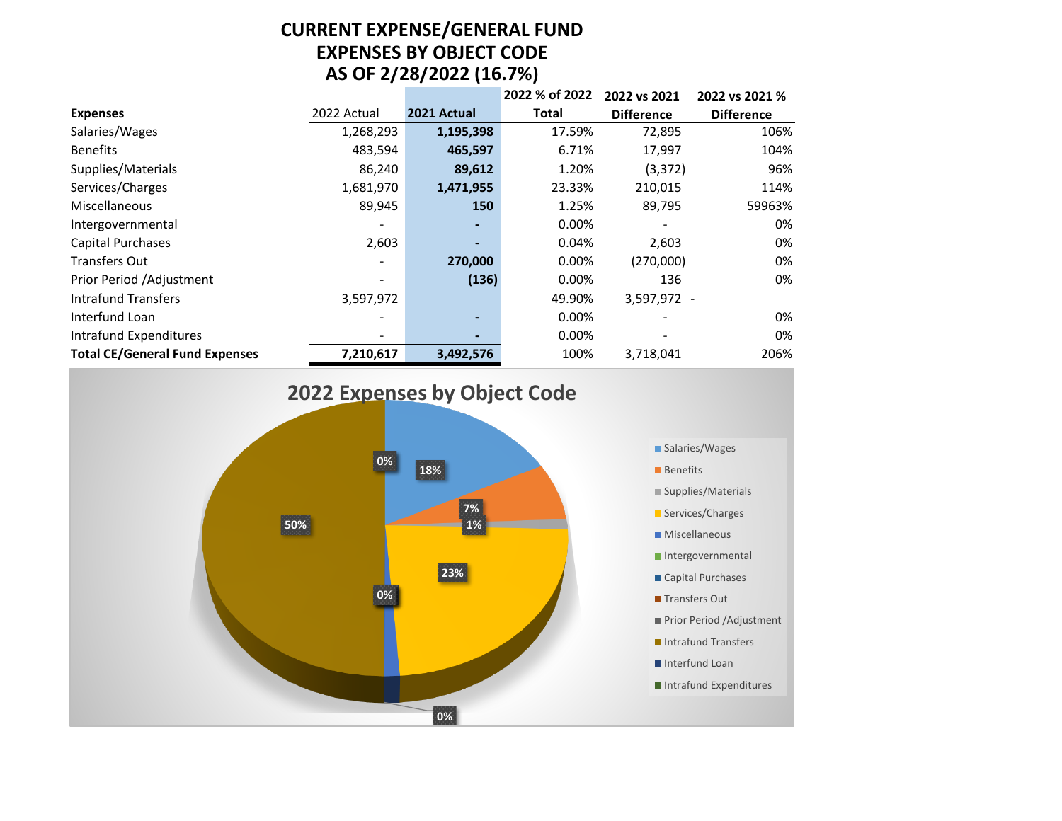# CURRENT EXPENSE/GENERAL FUND
## EXPENSES BY OBJECT CODE
## AS OF 2/28/2022 (16.7%)

| Expenses | 2022 Actual | 2021 Actual | 2022 % of 2022 Total | 2022 vs 2021 Difference | 2022 vs 2021 % Difference |
|---|---|---|---|---|---|
| Salaries/Wages | 1,268,293 | **1,195,398** | 17.59% | 72,895 | 106% |
| Benefits | 483,594 | **465,597** | 6.71% | 17,997 | 104% |
| Supplies/Materials | 86,240 | **89,612** | 1.20% | (3,372) | 96% |
| Services/Charges | 1,681,970 | **1,471,955** | 23.33% | 210,015 | 114% |
| Miscellaneous | 89,945 | **150** | 1.25% | 89,795 | 59963% |
| Intergovernmental | - | **-** | 0.00% | - | 0% |
| Capital Purchases | 2,603 | **-** | 0.04% | 2,603 | 0% |
| Transfers Out | - | **270,000** | 0.00% | (270,000) | 0% |
| Prior Period /Adjustment | - | **(136)** | 0.00% | 136 | 0% |
| Intrafund Transfers | 3,597,972 | | 49.90% | 3,597,972 | - |
| Interfund Loan | - | **-** | 0.00% | - | 0% |
| Intrafund Expenditures | - | **-** | 0.00% | - | 0% |
| **Total CE/General Fund Expenses** | **7,210,617** | **3,492,576** | 100% | 3,718,041 | 206% |

## 2022 Expenses by Object Code

| Object Code | % |
|---|---|
| Salaries/Wages | 18% |
| Benefits | 7% |
| Supplies/Materials | 1% |
| Services/Charges | 23% |
| Miscellaneous | 0% |
| Intergovernmental | |
| Capital Purchases | 0% |
| Transfers Out | |
| Prior Period /Adjustment | |
| Intrafund Transfers | 50% |
| Interfund Loan | |
| Intrafund Expenditures | 0% |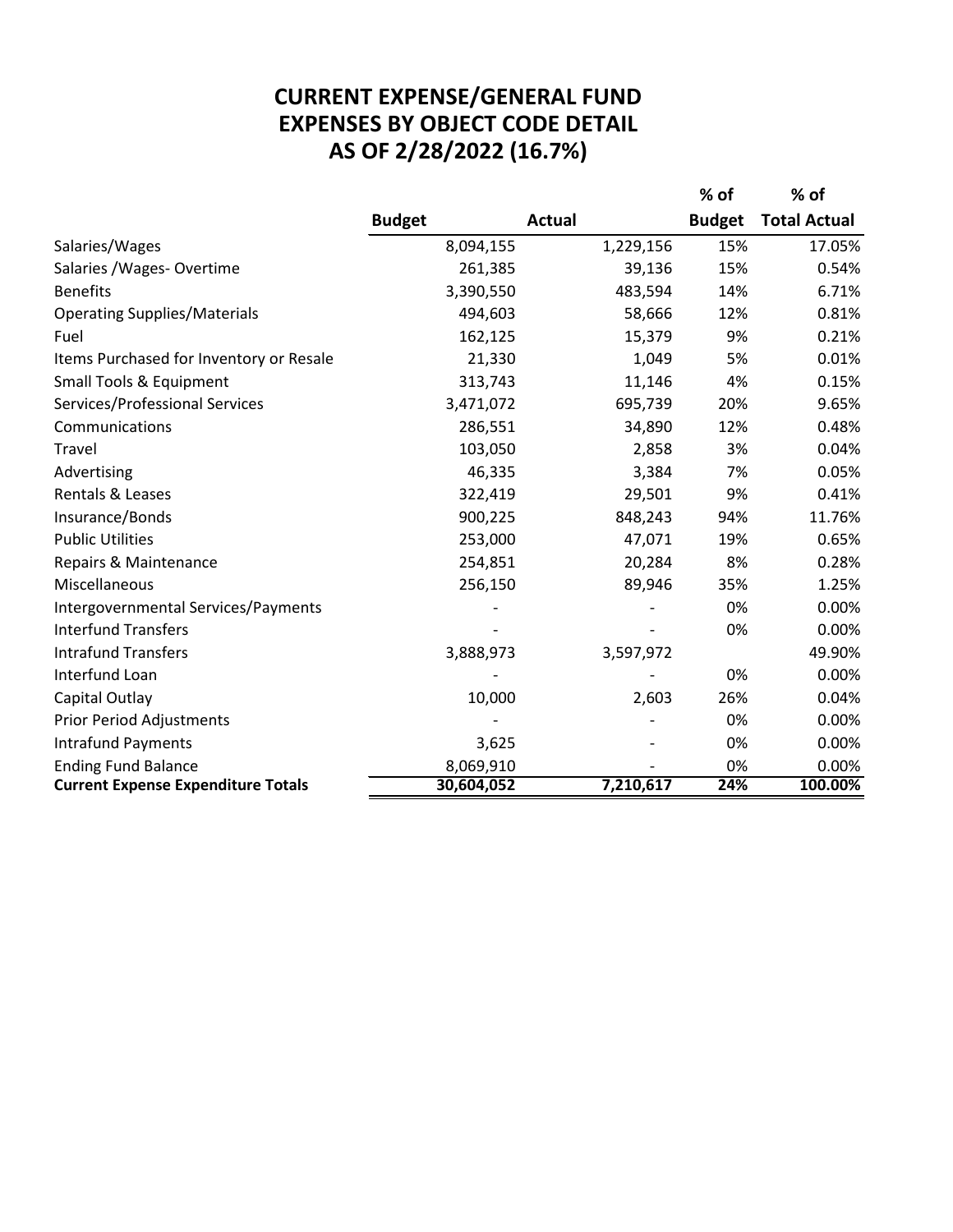# CURRENT EXPENSE/GENERAL FUND
# EXPENSES BY OBJECT CODE DETAIL
# AS OF 2/28/2022 (16.7%)

| | Budget | Actual | % of Budget | % of Total Actual |
|---|---|---|---|---|
| Salaries/Wages | 8,094,155 | 1,229,156 | 15% | 17.05% |
| Salaries /Wages- Overtime | 261,385 | 39,136 | 15% | 0.54% |
| Benefits | 3,390,550 | 483,594 | 14% | 6.71% |
| Operating Supplies/Materials | 494,603 | 58,666 | 12% | 0.81% |
| Fuel | 162,125 | 15,379 | 9% | 0.21% |
| Items Purchased for Inventory or Resale | 21,330 | 1,049 | 5% | 0.01% |
| Small Tools & Equipment | 313,743 | 11,146 | 4% | 0.15% |
| Services/Professional Services | 3,471,072 | 695,739 | 20% | 9.65% |
| Communications | 286,551 | 34,890 | 12% | 0.48% |
| Travel | 103,050 | 2,858 | 3% | 0.04% |
| Advertising | 46,335 | 3,384 | 7% | 0.05% |
| Rentals & Leases | 322,419 | 29,501 | 9% | 0.41% |
| Insurance/Bonds | 900,225 | 848,243 | 94% | 11.76% |
| Public Utilities | 253,000 | 47,071 | 19% | 0.65% |
| Repairs & Maintenance | 254,851 | 20,284 | 8% | 0.28% |
| Miscellaneous | 256,150 | 89,946 | 35% | 1.25% |
| Intergovernmental Services/Payments | - | - | 0% | 0.00% |
| Interfund Transfers | - | - | 0% | 0.00% |
| Intrafund Transfers | 3,888,973 | 3,597,972 | | 49.90% |
| Interfund Loan | - | - | 0% | 0.00% |
| Capital Outlay | 10,000 | 2,603 | 26% | 0.04% |
| Prior Period Adjustments | - | - | 0% | 0.00% |
| Intrafund Payments | 3,625 | - | 0% | 0.00% |
| Ending Fund Balance | 8,069,910 | - | 0% | 0.00% |
| **Current Expense Expenditure Totals** | **30,604,052** | **7,210,617** | **24%** | **100.00%** |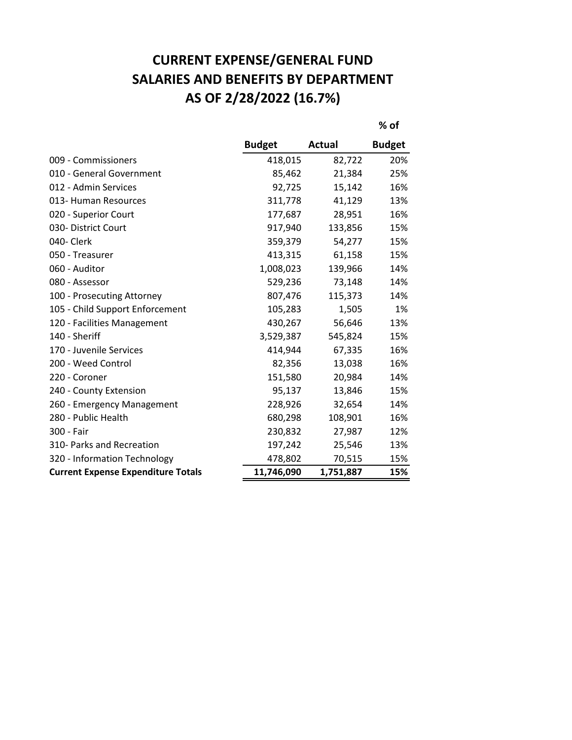# CURRENT EXPENSE/GENERAL FUND
# SALARIES AND BENEFITS BY DEPARTMENT
# AS OF 2/28/2022 (16.7%)

| | Budget | Actual | % of Budget |
|---|---|---|---|
| 009 - Commissioners | 418,015 | 82,722 | 20% |
| 010 - General Government | 85,462 | 21,384 | 25% |
| 012 - Admin Services | 92,725 | 15,142 | 16% |
| 013- Human Resources | 311,778 | 41,129 | 13% |
| 020 - Superior Court | 177,687 | 28,951 | 16% |
| 030- District Court | 917,940 | 133,856 | 15% |
| 040- Clerk | 359,379 | 54,277 | 15% |
| 050 - Treasurer | 413,315 | 61,158 | 15% |
| 060 - Auditor | 1,008,023 | 139,966 | 14% |
| 080 - Assessor | 529,236 | 73,148 | 14% |
| 100 - Prosecuting Attorney | 807,476 | 115,373 | 14% |
| 105 - Child Support Enforcement | 105,283 | 1,505 | 1% |
| 120 - Facilities Management | 430,267 | 56,646 | 13% |
| 140 - Sheriff | 3,529,387 | 545,824 | 15% |
| 170 - Juvenile Services | 414,944 | 67,335 | 16% |
| 200 - Weed Control | 82,356 | 13,038 | 16% |
| 220 - Coroner | 151,580 | 20,984 | 14% |
| 240 - County Extension | 95,137 | 13,846 | 15% |
| 260 - Emergency Management | 228,926 | 32,654 | 14% |
| 280 - Public Health | 680,298 | 108,901 | 16% |
| 300 - Fair | 230,832 | 27,987 | 12% |
| 310- Parks and Recreation | 197,242 | 25,546 | 13% |
| 320 - Information Technology | 478,802 | 70,515 | 15% |
| **Current Expense Expenditure Totals** | **11,746,090** | **1,751,887** | **15%** |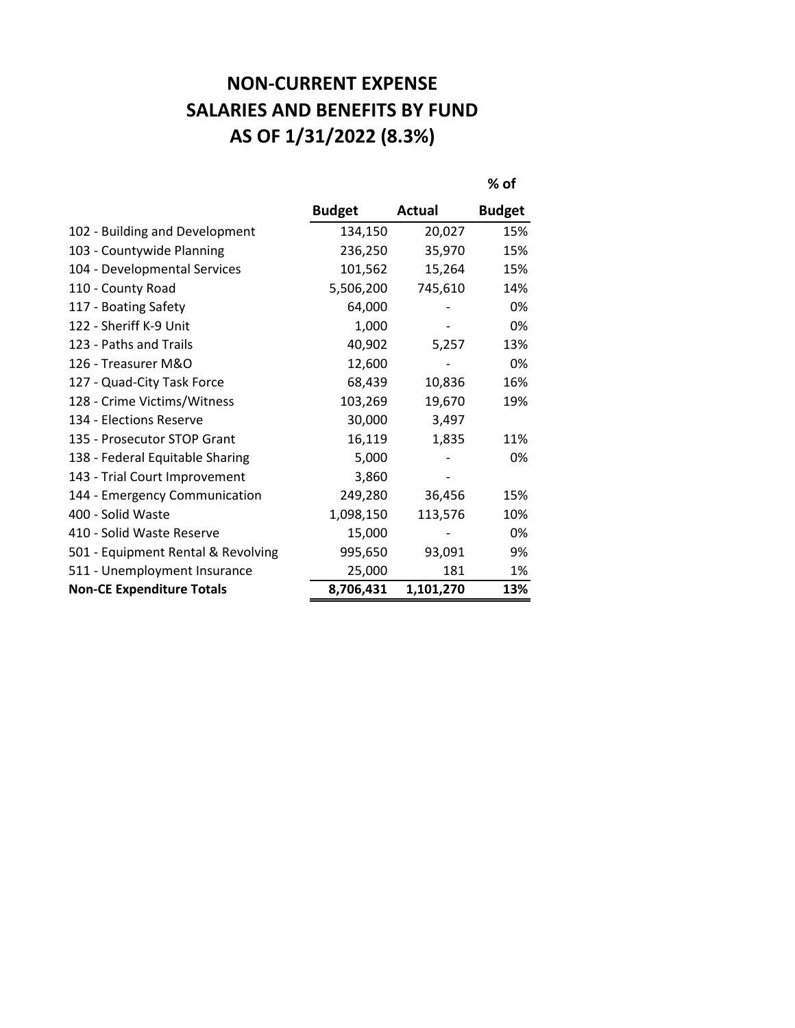# NON-CURRENT EXPENSE
# SALARIES AND BENEFITS BY FUND
# AS OF 1/31/2022 (8.3%)

| | Budget | Actual | % of Budget |
|---|---|---|---|
| 102 - Building and Development | 134,150 | 20,027 | 15% |
| 103 - Countywide Planning | 236,250 | 35,970 | 15% |
| 104 - Developmental Services | 101,562 | 15,264 | 15% |
| 110 - County Road | 5,506,200 | 745,610 | 14% |
| 117 - Boating Safety | 64,000 | - | 0% |
| 122 - Sheriff K-9 Unit | 1,000 | - | 0% |
| 123 - Paths and Trails | 40,902 | 5,257 | 13% |
| 126 - Treasurer M&O | 12,600 | - | 0% |
| 127 - Quad-City Task Force | 68,439 | 10,836 | 16% |
| 128 - Crime Victims/Witness | 103,269 | 19,670 | 19% |
| 134 - Elections Reserve | 30,000 | 3,497 | |
| 135 - Prosecutor STOP Grant | 16,119 | 1,835 | 11% |
| 138 - Federal Equitable Sharing | 5,000 | - | 0% |
| 143 - Trial Court Improvement | 3,860 | - | |
| 144 - Emergency Communication | 249,280 | 36,456 | 15% |
| 400 - Solid Waste | 1,098,150 | 113,576 | 10% |
| 410 - Solid Waste Reserve | 15,000 | - | 0% |
| 501 - Equipment Rental & Revolving | 995,650 | 93,091 | 9% |
| 511 - Unemployment Insurance | 25,000 | 181 | 1% |
| **Non-CE Expenditure Totals** | **8,706,431** | **1,101,270** | **13%** |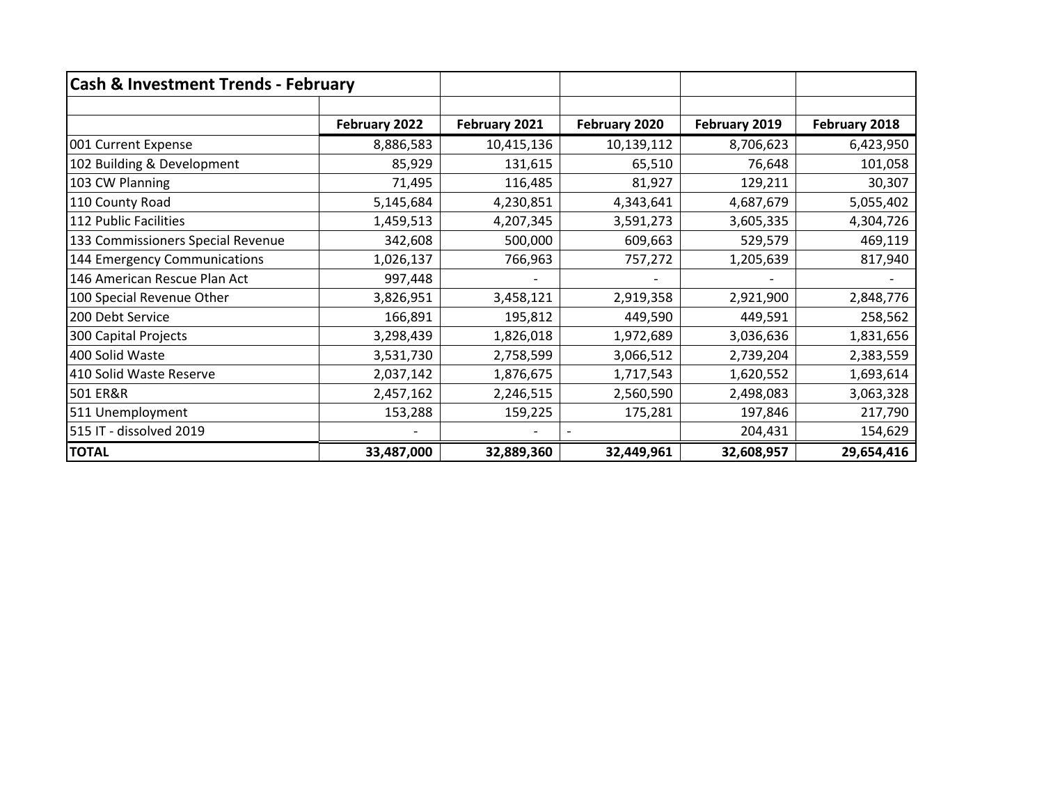| Cash & Investment Trends - February | | | | | |
|---|---|---|---|---|---|
| | February 2022 | February 2021 | February 2020 | February 2019 | February 2018 |
| 001 Current Expense | 8,886,583 | 10,415,136 | 10,139,112 | 8,706,623 | 6,423,950 |
| 102 Building & Development | 85,929 | 131,615 | 65,510 | 76,648 | 101,058 |
| 103 CW Planning | 71,495 | 116,485 | 81,927 | 129,211 | 30,307 |
| 110 County Road | 5,145,684 | 4,230,851 | 4,343,641 | 4,687,679 | 5,055,402 |
| 112 Public Facilities | 1,459,513 | 4,207,345 | 3,591,273 | 3,605,335 | 4,304,726 |
| 133 Commissioners Special Revenue | 342,608 | 500,000 | 609,663 | 529,579 | 469,119 |
| 144 Emergency Communications | 1,026,137 | 766,963 | 757,272 | 1,205,639 | 817,940 |
| 146 American Rescue Plan Act | 997,448 | - | - | - | - |
| 100 Special Revenue Other | 3,826,951 | 3,458,121 | 2,919,358 | 2,921,900 | 2,848,776 |
| 200 Debt Service | 166,891 | 195,812 | 449,590 | 449,591 | 258,562 |
| 300 Capital Projects | 3,298,439 | 1,826,018 | 1,972,689 | 3,036,636 | 1,831,656 |
| 400 Solid Waste | 3,531,730 | 2,758,599 | 3,066,512 | 2,739,204 | 2,383,559 |
| 410 Solid Waste Reserve | 2,037,142 | 1,876,675 | 1,717,543 | 1,620,552 | 1,693,614 |
| 501 ER&R | 2,457,162 | 2,246,515 | 2,560,590 | 2,498,083 | 3,063,328 |
| 511 Unemployment | 153,288 | 159,225 | 175,281 | 197,846 | 217,790 |
| 515 IT - dissolved 2019 | - | - | - | 204,431 | 154,629 |
| **TOTAL** | **33,487,000** | **32,889,360** | **32,449,961** | **32,608,957** | **29,654,416** |